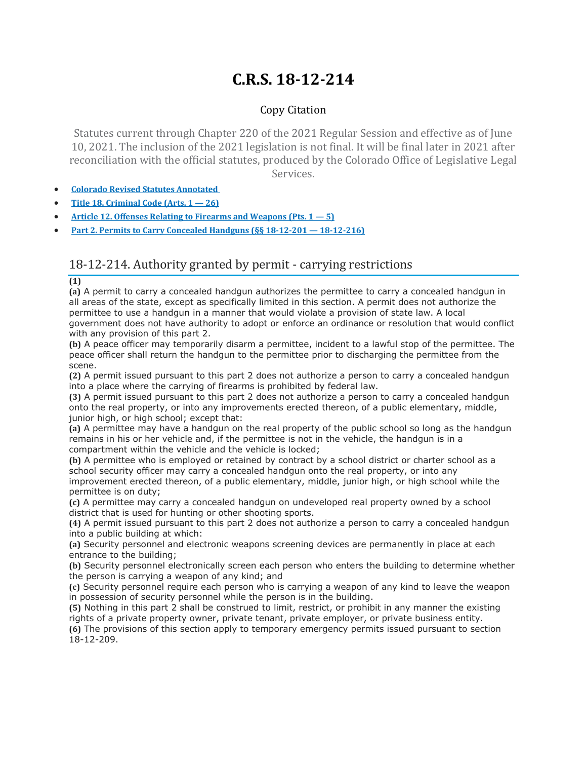# C.R.S. 18-12-214

Copy Citation

Statutes current through Chapter 220 of the 2021 Regular Session and effective as of June 10, 2021. The inclusion of the 2021 legislation is not final. It will be final later in 2021 after reconciliation with the official statutes, produced by the Colorado Office of Legislative Legal Services.

- **Colorado Revised Statutes Annotated**
- **Title 18. Criminal Code (Arts. 1 — 26)**
- **Article 12. Offenses Relating to Firearms and Weapons (Pts. 1 — 5)**
- **Part 2. Permits to Carry Concealed Handguns (§§ 18-12-201 — 18-12-216)**

## 18-12-214. Authority granted by permit - carrying restrictions

**(1)**

**(a)** A permit to carry a concealed handgun authorizes the permittee to carry a concealed handgun in all areas of the state, except as specifically limited in this section. A permit does not authorize the permittee to use a handgun in a manner that would violate a provision of state law. A local government does not have authority to adopt or enforce an ordinance or resolution that would conflict with any provision of this part 2.

**(b)** A peace officer may temporarily disarm a permittee, incident to a lawful stop of the permittee. The peace officer shall return the handgun to the permittee prior to discharging the permittee from the scene.

**(2)** A permit issued pursuant to this part 2 does not authorize a person to carry a concealed handgun into a place where the carrying of firearms is prohibited by federal law.

**(3)** A permit issued pursuant to this part 2 does not authorize a person to carry a concealed handgun onto the real property, or into any improvements erected thereon, of a public elementary, middle, junior high, or high school; except that:

**(a)** A permittee may have a handgun on the real property of the public school so long as the handgun remains in his or her vehicle and, if the permittee is not in the vehicle, the handgun is in a compartment within the vehicle and the vehicle is locked;

**(b)** A permittee who is employed or retained by contract by a school district or charter school as a school security officer may carry a concealed handgun onto the real property, or into any improvement erected thereon, of a public elementary, middle, junior high, or high school while the permittee is on duty;

**(c)** A permittee may carry a concealed handgun on undeveloped real property owned by a school district that is used for hunting or other shooting sports.

**(4)** A permit issued pursuant to this part 2 does not authorize a person to carry a concealed handgun into a public building at which:

**(a)** Security personnel and electronic weapons screening devices are permanently in place at each entrance to the building;

**(b)** Security personnel electronically screen each person who enters the building to determine whether the person is carrying a weapon of any kind; and

**(c)** Security personnel require each person who is carrying a weapon of any kind to leave the weapon in possession of security personnel while the person is in the building.

**(5)** Nothing in this part 2 shall be construed to limit, restrict, or prohibit in any manner the existing rights of a private property owner, private tenant, private employer, or private business entity.

**(6)** The provisions of this section apply to temporary emergency permits issued pursuant to section 18-12-209.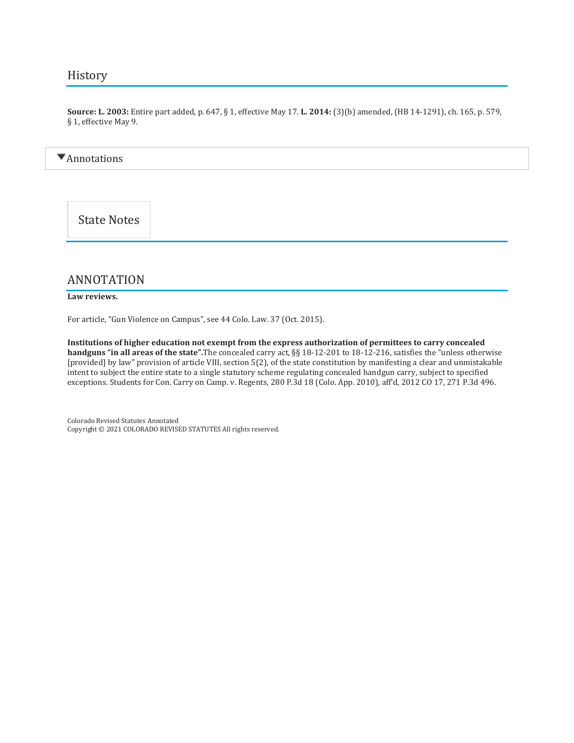## History

**Source: L. 2003:** Entire part added, p. 647, § 1, effective May 17. **L. 2014:** (3)(b) amended, (HB 14-1291), ch. 165, p. 579, § 1, effective May 9.

Annotations

State Notes

## ANNOTATION

**Law reviews.**

For article, "Gun Violence on Campus", see 44 Colo. Law. 37 (Oct. 2015).

**Institutions of higher education not exempt from the express authorization of permittees to carry concealed handguns "in all areas of the state".** The concealed carry act, §§ 18-12-201 to 18-12-216, satisfies the "unless otherwise [provided] by law" provision of article VIII, section 5(2), of the state constitution by manifesting a clear and unmistakable intent to subject the entire state to a single statutory scheme regulating concealed handgun carry, subject to specified exceptions. Students for Con. Carry on Camp. v. Regents, 280 P.3d 18 (Colo. App. 2010), aff'd, 2012 CO 17, 271 P.3d 496.

Colorado Revised Statutes Annotated
Copyright © 2021 COLORADO REVISED STATUTES All rights reserved.